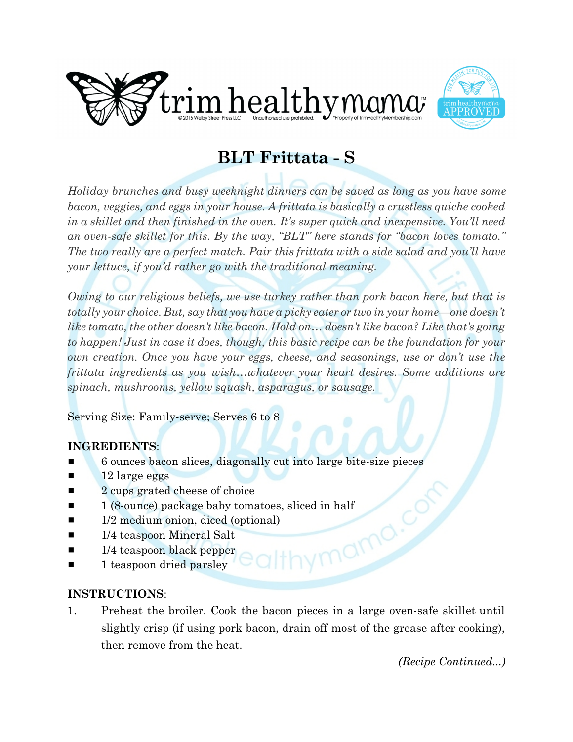# BLT Frittata - S

*Holiday brunches and busy weeknight dinners can be saved as long as you have some bacon, veggies, and eggs in your house. A frittata is basically a crustless quiche cooked in a skillet and then finished in the oven. It's super quick and inexpensive. You'll need an oven-safe skillet for this. By the way, "BLT" here stands for "bacon loves tomato." The two really are a perfect match. Pair this frittata with a side salad and you'll have your lettuce, if you'd rather go with the traditional meaning.*

*Owing to our religious beliefs, we use turkey rather than pork bacon here, but that is totally your choice. But, say that you have a picky eater or two in your home—one doesn't like tomato, the other doesn't like bacon. Hold on… doesn't like bacon? Like that's going to happen! Just in case it does, though, this basic recipe can be the foundation for your own creation. Once you have your eggs, cheese, and seasonings, use or don't use the frittata ingredients as you wish…whatever your heart desires. Some additions are spinach, mushrooms, yellow squash, asparagus, or sausage.*

Serving Size: Family-serve; Serves 6 to 8

**INGREDIENTS**:

- 6 ounces bacon slices, diagonally cut into large bite-size pieces
- 12 large eggs
- 2 cups grated cheese of choice
- 1 (8-ounce) package baby tomatoes, sliced in half
- 1/2 medium onion, diced (optional)
- 1/4 teaspoon Mineral Salt
- 1/4 teaspoon black pepper
- 1 teaspoon dried parsley

**INSTRUCTIONS**:

1. Preheat the broiler. Cook the bacon pieces in a large oven-safe skillet until slightly crisp (if using pork bacon, drain off most of the grease after cooking), then remove from the heat.

*(Recipe Continued...)*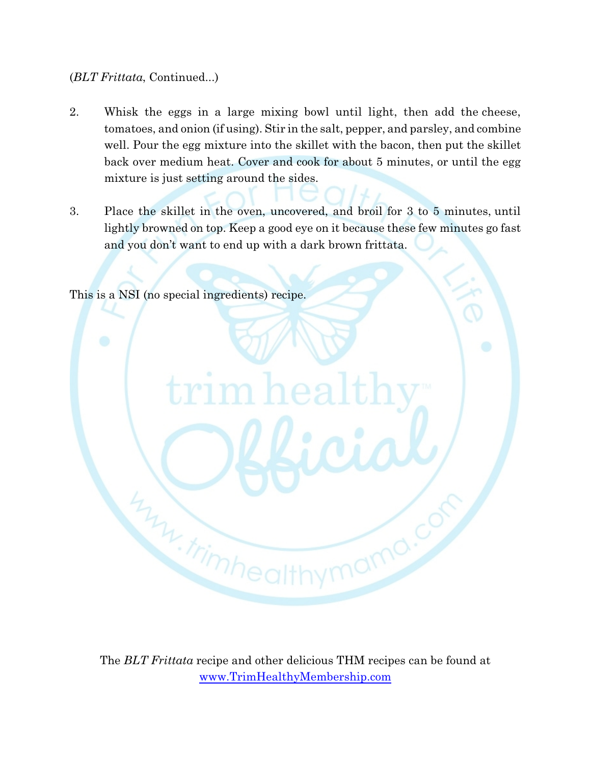(*BLT Frittata*, Continued...)

2. Whisk the eggs in a large mixing bowl until light, then add the cheese, tomatoes, and onion (if using). Stir in the salt, pepper, and parsley, and combine well. Pour the egg mixture into the skillet with the bacon, then put the skillet back over medium heat. Cover and cook for about 5 minutes, or until the egg mixture is just setting around the sides.

3. Place the skillet in the oven, uncovered, and broil for 3 to 5 minutes, until lightly browned on top. Keep a good eye on it because these few minutes go fast and you don't want to end up with a dark brown frittata.

This is a NSI (no special ingredients) recipe.

The *BLT Frittata* recipe and other delicious THM recipes can be found at [www.TrimHealthyMembership.com](http://www.TrimHealthyMembership.com)